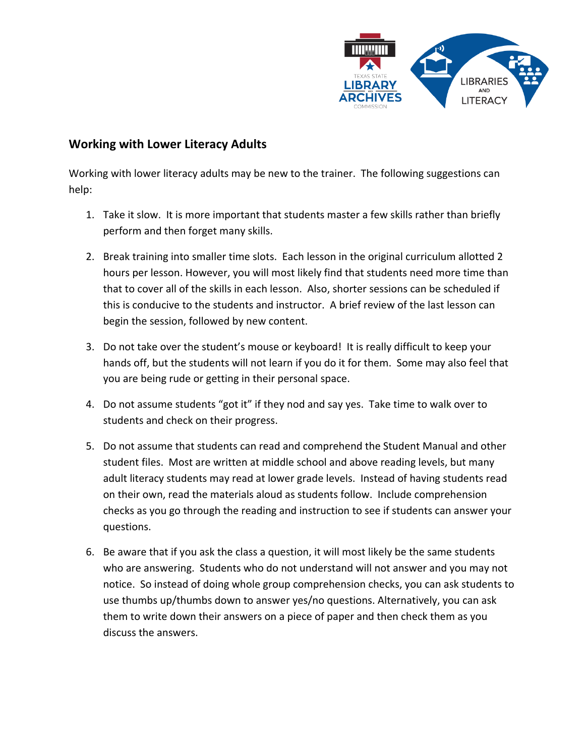## Working with Lower Literacy Adults

Working with lower literacy adults may be new to the trainer. The following suggestions can help:

1. Take it slow. It is more important that students master a few skills rather than briefly perform and then forget many skills.

2. Break training into smaller time slots. Each lesson in the original curriculum allotted 2 hours per lesson. However, you will most likely find that students need more time than that to cover all of the skills in each lesson. Also, shorter sessions can be scheduled if this is conducive to the students and instructor. A brief review of the last lesson can begin the session, followed by new content.

3. Do not take over the student's mouse or keyboard! It is really difficult to keep your hands off, but the students will not learn if you do it for them. Some may also feel that you are being rude or getting in their personal space.

4. Do not assume students "got it" if they nod and say yes. Take time to walk over to students and check on their progress.

5. Do not assume that students can read and comprehend the Student Manual and other student files. Most are written at middle school and above reading levels, but many adult literacy students may read at lower grade levels. Instead of having students read on their own, read the materials aloud as students follow. Include comprehension checks as you go through the reading and instruction to see if students can answer your questions.

6. Be aware that if you ask the class a question, it will most likely be the same students who are answering. Students who do not understand will not answer and you may not notice. So instead of doing whole group comprehension checks, you can ask students to use thumbs up/thumbs down to answer yes/no questions. Alternatively, you can ask them to write down their answers on a piece of paper and then check them as you discuss the answers.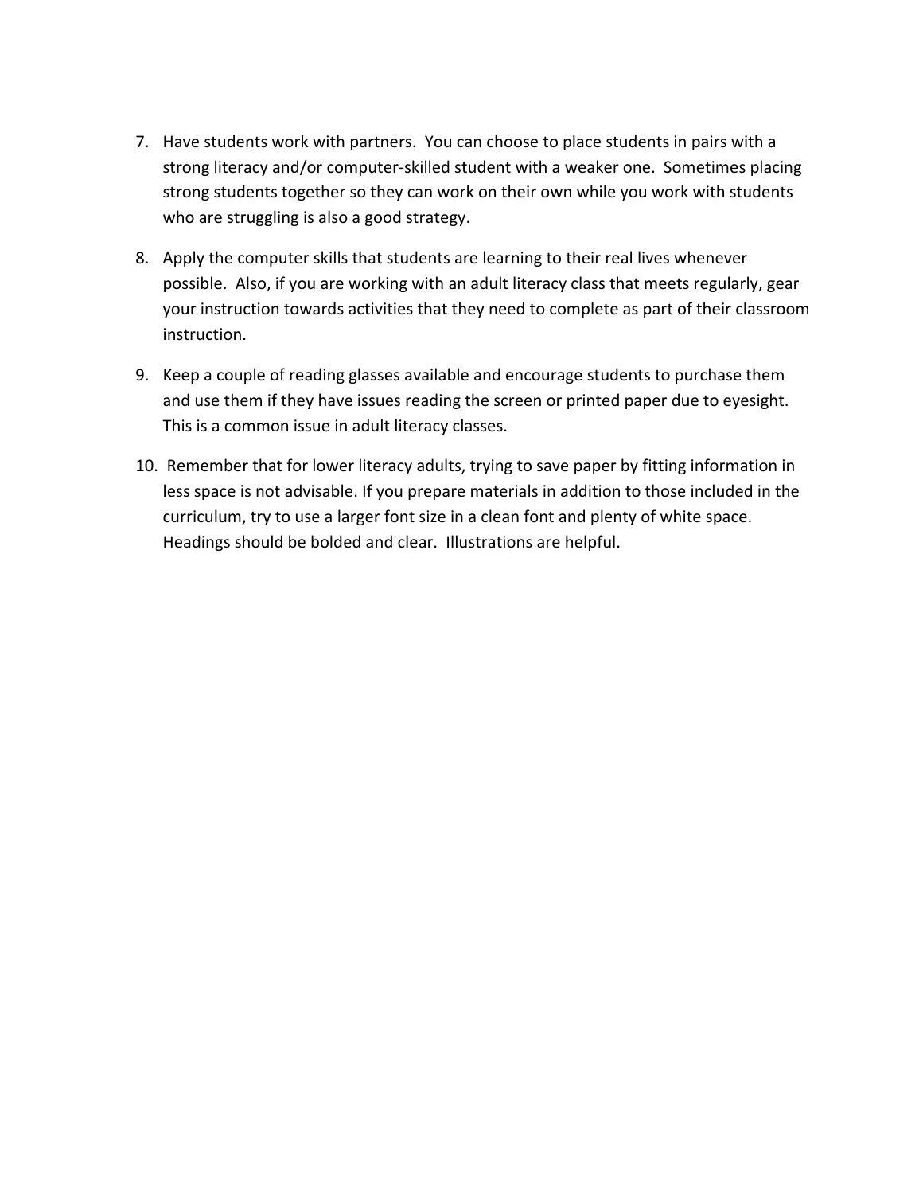7. Have students work with partners. You can choose to place students in pairs with a strong literacy and/or computer-skilled student with a weaker one. Sometimes placing strong students together so they can work on their own while you work with students who are struggling is also a good strategy.

8. Apply the computer skills that students are learning to their real lives whenever possible. Also, if you are working with an adult literacy class that meets regularly, gear your instruction towards activities that they need to complete as part of their classroom instruction.

9. Keep a couple of reading glasses available and encourage students to purchase them and use them if they have issues reading the screen or printed paper due to eyesight. This is a common issue in adult literacy classes.

10. Remember that for lower literacy adults, trying to save paper by fitting information in less space is not advisable. If you prepare materials in addition to those included in the curriculum, try to use a larger font size in a clean font and plenty of white space. Headings should be bolded and clear. Illustrations are helpful.